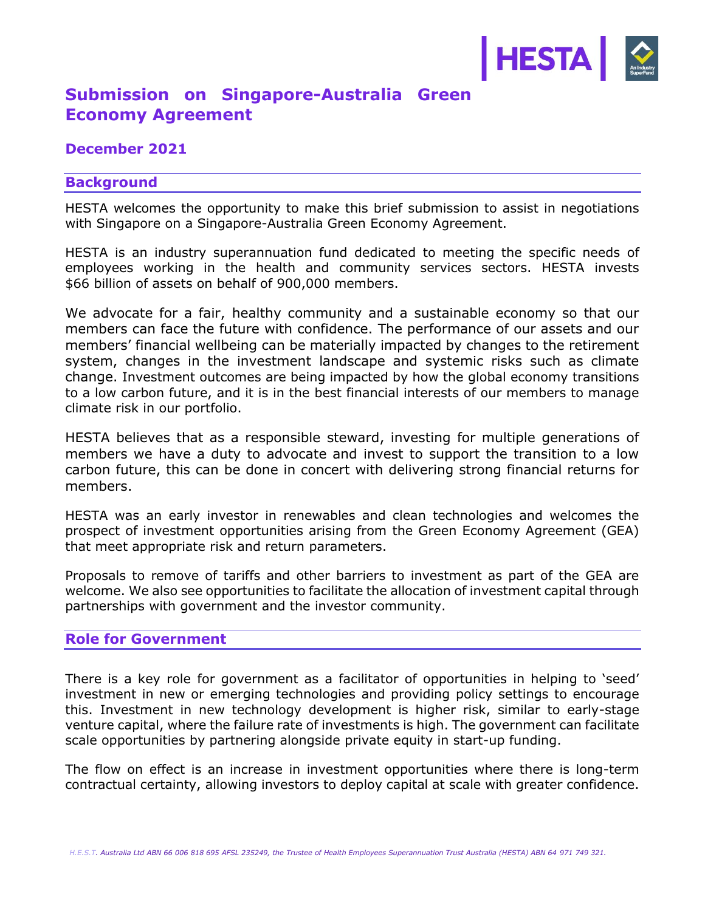# Submission on Singapore-Australia Green Economy Agreement

## December 2021

## Background

HESTA welcomes the opportunity to make this brief submission to assist in negotiations with Singapore on a Singapore-Australia Green Economy Agreement.

HESTA is an industry superannuation fund dedicated to meeting the specific needs of employees working in the health and community services sectors. HESTA invests $66 billion of assets on behalf of 900,000 members.

We advocate for a fair, healthy community and a sustainable economy so that our members can face the future with confidence. The performance of our assets and our members' financial wellbeing can be materially impacted by changes to the retirement system, changes in the investment landscape and systemic risks such as climate change. Investment outcomes are being impacted by how the global economy transitions to a low carbon future, and it is in the best financial interests of our members to manage climate risk in our portfolio.

HESTA believes that as a responsible steward, investing for multiple generations of members we have a duty to advocate and invest to support the transition to a low carbon future, this can be done in concert with delivering strong financial returns for members.

HESTA was an early investor in renewables and clean technologies and welcomes the prospect of investment opportunities arising from the Green Economy Agreement (GEA) that meet appropriate risk and return parameters.

Proposals to remove of tariffs and other barriers to investment as part of the GEA are welcome. We also see opportunities to facilitate the allocation of investment capital through partnerships with government and the investor community.

## Role for Government

There is a key role for government as a facilitator of opportunities in helping to 'seed' investment in new or emerging technologies and providing policy settings to encourage this. Investment in new technology development is higher risk, similar to early-stage venture capital, where the failure rate of investments is high. The government can facilitate scale opportunities by partnering alongside private equity in start-up funding.

The flow on effect is an increase in investment opportunities where there is long-term contractual certainty, allowing investors to deploy capital at scale with greater confidence.

*H.E.S.T. Australia Ltd ABN 66 006 818 695 AFSL 235249, the Trustee of Health Employees Superannuation Trust Australia (HESTA) ABN 64 971 749 321.*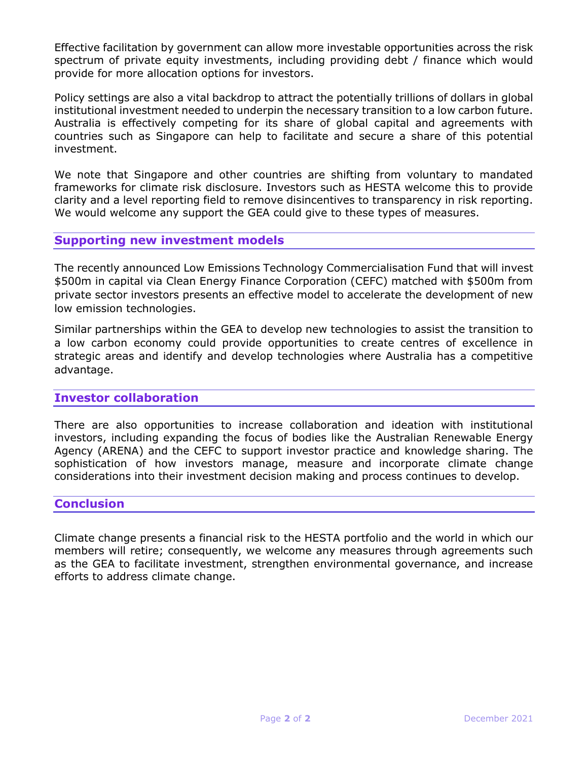Effective facilitation by government can allow more investable opportunities across the risk spectrum of private equity investments, including providing debt / finance which would provide for more allocation options for investors.

Policy settings are also a vital backdrop to attract the potentially trillions of dollars in global institutional investment needed to underpin the necessary transition to a low carbon future. Australia is effectively competing for its share of global capital and agreements with countries such as Singapore can help to facilitate and secure a share of this potential investment.

We note that Singapore and other countries are shifting from voluntary to mandated frameworks for climate risk disclosure. Investors such as HESTA welcome this to provide clarity and a level reporting field to remove disincentives to transparency in risk reporting. We would welcome any support the GEA could give to these types of measures.

## Supporting new investment models

The recently announced Low Emissions Technology Commercialisation Fund that will invest $500m in capital via Clean Energy Finance Corporation (CEFC) matched with $500m from private sector investors presents an effective model to accelerate the development of new low emission technologies.

Similar partnerships within the GEA to develop new technologies to assist the transition to a low carbon economy could provide opportunities to create centres of excellence in strategic areas and identify and develop technologies where Australia has a competitive advantage.

## Investor collaboration

There are also opportunities to increase collaboration and ideation with institutional investors, including expanding the focus of bodies like the Australian Renewable Energy Agency (ARENA) and the CEFC to support investor practice and knowledge sharing. The sophistication of how investors manage, measure and incorporate climate change considerations into their investment decision making and process continues to develop.

## Conclusion

Climate change presents a financial risk to the HESTA portfolio and the world in which our members will retire; consequently, we welcome any measures through agreements such as the GEA to facilitate investment, strengthen environmental governance, and increase efforts to address climate change.